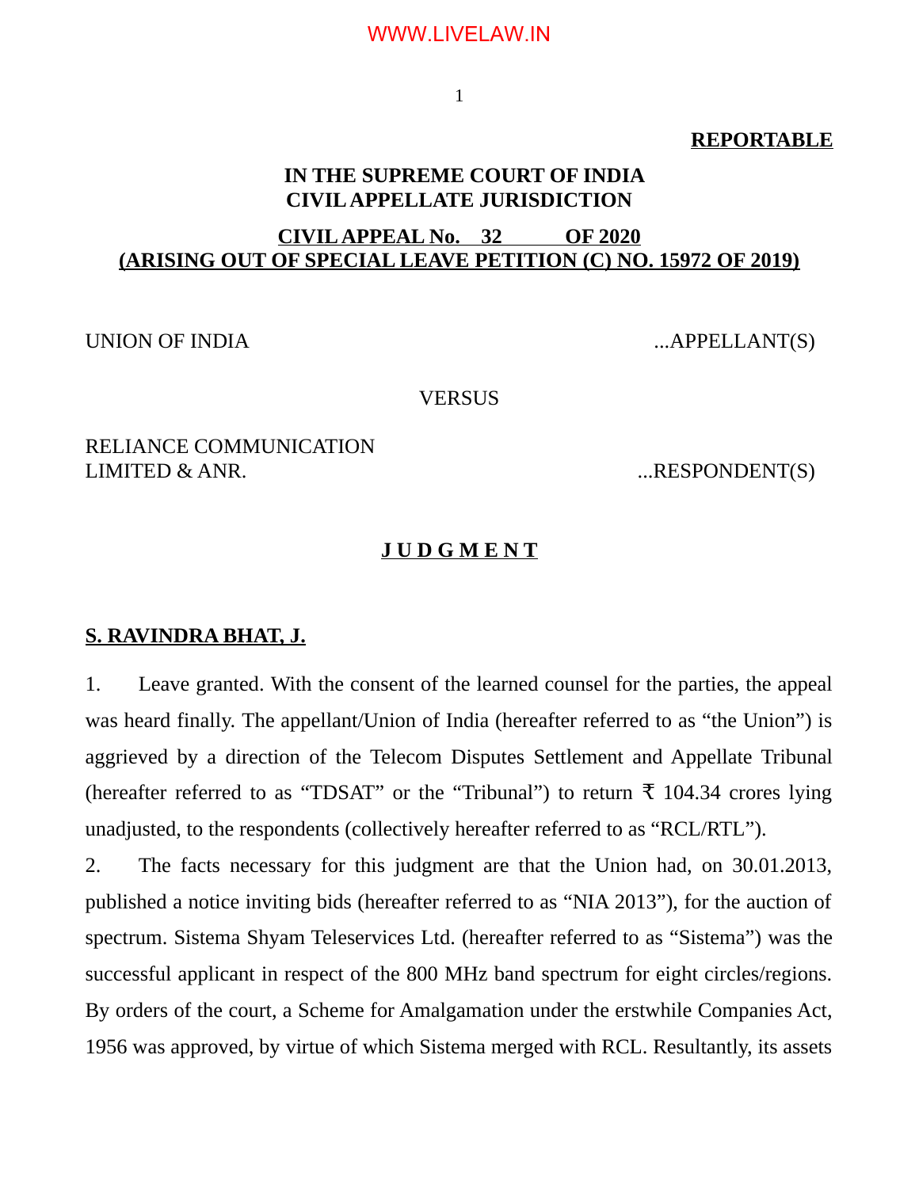**REPORTABLE**

**IN THE SUPREME COURT OF INDIA**
**CIVIL APPELLATE JURISDICTION**

**CIVIL APPEAL No. 32 OF 2020**
**(ARISING OUT OF SPECIAL LEAVE PETITION (C) NO. 15972 OF 2019)**

UNION OF INDIA ...APPELLANT(S)

VERSUS

RELIANCE COMMUNICATION LIMITED & ANR. ...RESPONDENT(S)

**J U D G M E N T**

**S. RAVINDRA BHAT, J.**

1. Leave granted. With the consent of the learned counsel for the parties, the appeal was heard finally. The appellant/Union of India (hereafter referred to as "the Union") is aggrieved by a direction of the Telecom Disputes Settlement and Appellate Tribunal (hereafter referred to as "TDSAT" or the "Tribunal") to return ₹ 104.34 crores lying unadjusted, to the respondents (collectively hereafter referred to as "RCL/RTL").

2. The facts necessary for this judgment are that the Union had, on 30.01.2013, published a notice inviting bids (hereafter referred to as "NIA 2013"), for the auction of spectrum. Sistema Shyam Teleservices Ltd. (hereafter referred to as "Sistema") was the successful applicant in respect of the 800 MHz band spectrum for eight circles/regions. By orders of the court, a Scheme for Amalgamation under the erstwhile Companies Act, 1956 was approved, by virtue of which Sistema merged with RCL. Resultantly, its assets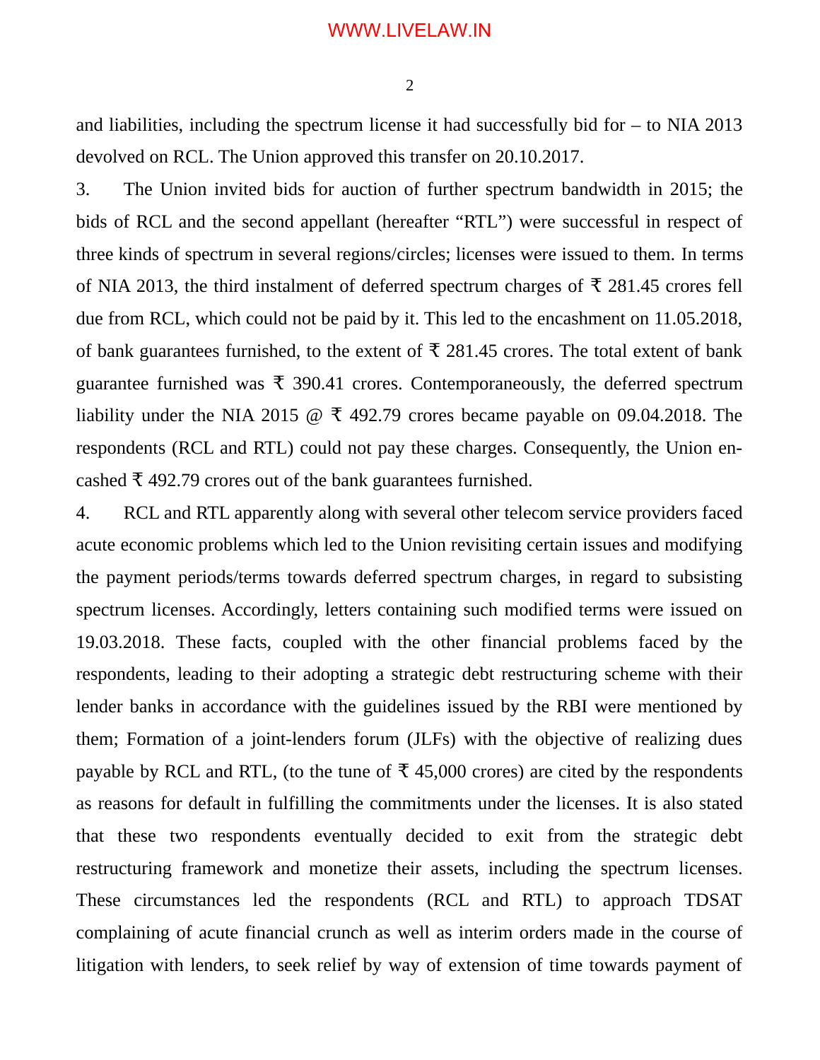and liabilities, including the spectrum license it had successfully bid for – to NIA 2013 devolved on RCL. The Union approved this transfer on 20.10.2017.

3. The Union invited bids for auction of further spectrum bandwidth in 2015; the bids of RCL and the second appellant (hereafter "RTL") were successful in respect of three kinds of spectrum in several regions/circles; licenses were issued to them. In terms of NIA 2013, the third instalment of deferred spectrum charges of ₹ 281.45 crores fell due from RCL, which could not be paid by it. This led to the encashment on 11.05.2018, of bank guarantees furnished, to the extent of ₹ 281.45 crores. The total extent of bank guarantee furnished was ₹ 390.41 crores. Contemporaneously, the deferred spectrum liability under the NIA 2015 @ ₹ 492.79 crores became payable on 09.04.2018. The respondents (RCL and RTL) could not pay these charges. Consequently, the Union encashed ₹ 492.79 crores out of the bank guarantees furnished.

4. RCL and RTL apparently along with several other telecom service providers faced acute economic problems which led to the Union revisiting certain issues and modifying the payment periods/terms towards deferred spectrum charges, in regard to subsisting spectrum licenses. Accordingly, letters containing such modified terms were issued on 19.03.2018. These facts, coupled with the other financial problems faced by the respondents, leading to their adopting a strategic debt restructuring scheme with their lender banks in accordance with the guidelines issued by the RBI were mentioned by them; Formation of a joint-lenders forum (JLFs) with the objective of realizing dues payable by RCL and RTL, (to the tune of ₹ 45,000 crores) are cited by the respondents as reasons for default in fulfilling the commitments under the licenses. It is also stated that these two respondents eventually decided to exit from the strategic debt restructuring framework and monetize their assets, including the spectrum licenses. These circumstances led the respondents (RCL and RTL) to approach TDSAT complaining of acute financial crunch as well as interim orders made in the course of litigation with lenders, to seek relief by way of extension of time towards payment of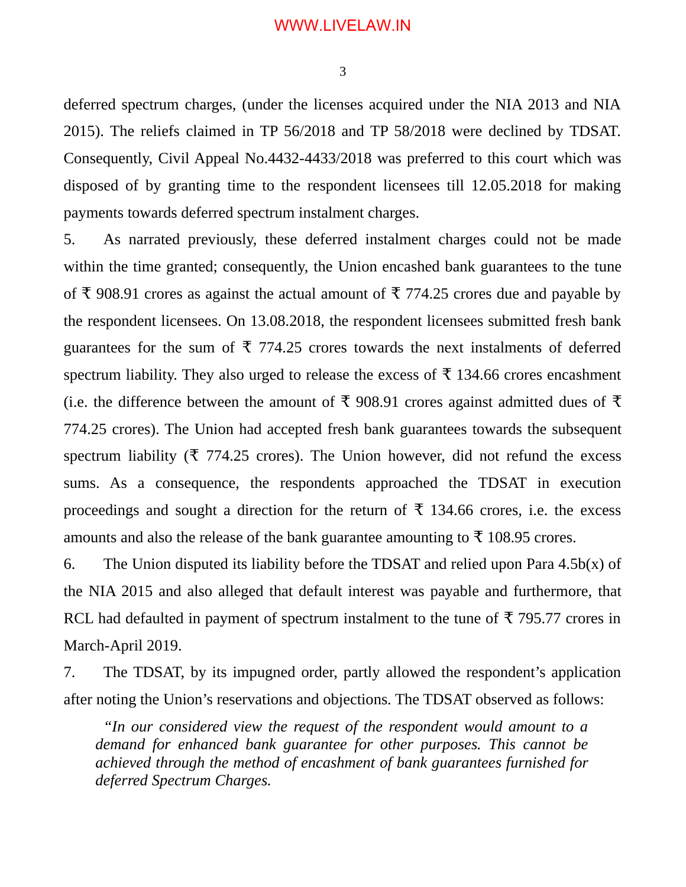deferred spectrum charges, (under the licenses acquired under the NIA 2013 and NIA 2015). The reliefs claimed in TP 56/2018 and TP 58/2018 were declined by TDSAT. Consequently, Civil Appeal No.4432-4433/2018 was preferred to this court which was disposed of by granting time to the respondent licensees till 12.05.2018 for making payments towards deferred spectrum instalment charges.

5. As narrated previously, these deferred instalment charges could not be made within the time granted; consequently, the Union encashed bank guarantees to the tune of ₹ 908.91 crores as against the actual amount of ₹ 774.25 crores due and payable by the respondent licensees. On 13.08.2018, the respondent licensees submitted fresh bank guarantees for the sum of ₹ 774.25 crores towards the next instalments of deferred spectrum liability. They also urged to release the excess of ₹ 134.66 crores encashment (i.e. the difference between the amount of ₹ 908.91 crores against admitted dues of ₹ 774.25 crores). The Union had accepted fresh bank guarantees towards the subsequent spectrum liability (₹ 774.25 crores). The Union however, did not refund the excess sums. As a consequence, the respondents approached the TDSAT in execution proceedings and sought a direction for the return of ₹ 134.66 crores, i.e. the excess amounts and also the release of the bank guarantee amounting to ₹ 108.95 crores.

6. The Union disputed its liability before the TDSAT and relied upon Para 4.5b(x) of the NIA 2015 and also alleged that default interest was payable and furthermore, that RCL had defaulted in payment of spectrum instalment to the tune of ₹ 795.77 crores in March-April 2019.

7. The TDSAT, by its impugned order, partly allowed the respondent's application after noting the Union's reservations and objections. The TDSAT observed as follows:

> *"In our considered view the request of the respondent would amount to a demand for enhanced bank guarantee for other purposes. This cannot be achieved through the method of encashment of bank guarantees furnished for deferred Spectrum Charges.*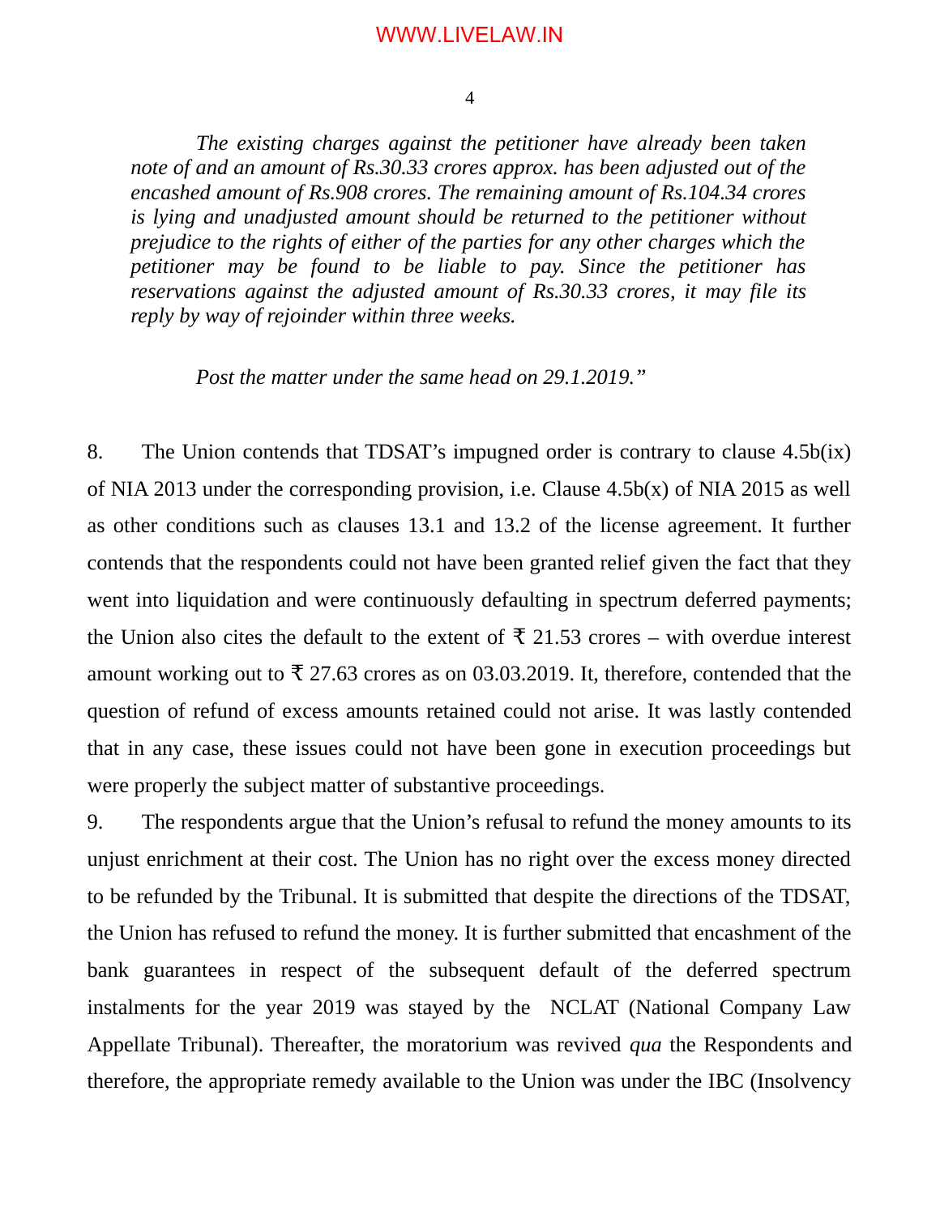*The existing charges against the petitioner have already been taken note of and an amount of Rs.30.33 crores approx. has been adjusted out of the encashed amount of Rs.908 crores. The remaining amount of Rs.104.34 crores is lying and unadjusted amount should be returned to the petitioner without prejudice to the rights of either of the parties for any other charges which the petitioner may be found to be liable to pay. Since the petitioner has reservations against the adjusted amount of Rs.30.33 crores, it may file its reply by way of rejoinder within three weeks.*

*Post the matter under the same head on 29.1.2019."*

8. The Union contends that TDSAT's impugned order is contrary to clause 4.5b(ix) of NIA 2013 under the corresponding provision, i.e. Clause 4.5b(x) of NIA 2015 as well as other conditions such as clauses 13.1 and 13.2 of the license agreement. It further contends that the respondents could not have been granted relief given the fact that they went into liquidation and were continuously defaulting in spectrum deferred payments; the Union also cites the default to the extent of ₹ 21.53 crores – with overdue interest amount working out to ₹ 27.63 crores as on 03.03.2019. It, therefore, contended that the question of refund of excess amounts retained could not arise. It was lastly contended that in any case, these issues could not have been gone in execution proceedings but were properly the subject matter of substantive proceedings.

9. The respondents argue that the Union's refusal to refund the money amounts to its unjust enrichment at their cost. The Union has no right over the excess money directed to be refunded by the Tribunal. It is submitted that despite the directions of the TDSAT, the Union has refused to refund the money. It is further submitted that encashment of the bank guarantees in respect of the subsequent default of the deferred spectrum instalments for the year 2019 was stayed by the NCLAT (National Company Law Appellate Tribunal). Thereafter, the moratorium was revived *qua* the Respondents and therefore, the appropriate remedy available to the Union was under the IBC (Insolvency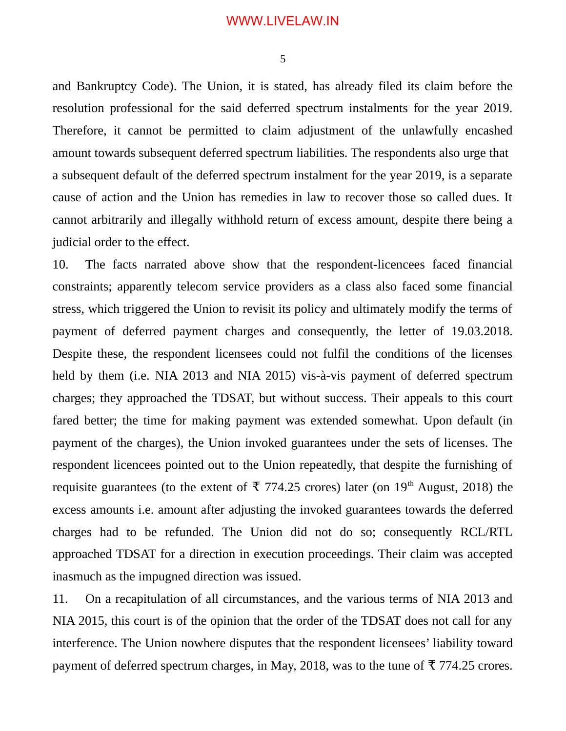and Bankruptcy Code). The Union, it is stated, has already filed its claim before the resolution professional for the said deferred spectrum instalments for the year 2019. Therefore, it cannot be permitted to claim adjustment of the unlawfully encashed amount towards subsequent deferred spectrum liabilities. The respondents also urge that a subsequent default of the deferred spectrum instalment for the year 2019, is a separate cause of action and the Union has remedies in law to recover those so called dues. It cannot arbitrarily and illegally withhold return of excess amount, despite there being a judicial order to the effect.

10. The facts narrated above show that the respondent-licencees faced financial constraints; apparently telecom service providers as a class also faced some financial stress, which triggered the Union to revisit its policy and ultimately modify the terms of payment of deferred payment charges and consequently, the letter of 19.03.2018. Despite these, the respondent licensees could not fulfil the conditions of the licenses held by them (i.e. NIA 2013 and NIA 2015) vis-à-vis payment of deferred spectrum charges; they approached the TDSAT, but without success. Their appeals to this court fared better; the time for making payment was extended somewhat. Upon default (in payment of the charges), the Union invoked guarantees under the sets of licenses. The respondent licencees pointed out to the Union repeatedly, that despite the furnishing of requisite guarantees (to the extent of ₹ 774.25 crores) later (on 19th August, 2018) the excess amounts i.e. amount after adjusting the invoked guarantees towards the deferred charges had to be refunded. The Union did not do so; consequently RCL/RTL approached TDSAT for a direction in execution proceedings. Their claim was accepted inasmuch as the impugned direction was issued.

11. On a recapitulation of all circumstances, and the various terms of NIA 2013 and NIA 2015, this court is of the opinion that the order of the TDSAT does not call for any interference. The Union nowhere disputes that the respondent licensees' liability toward payment of deferred spectrum charges, in May, 2018, was to the tune of ₹ 774.25 crores.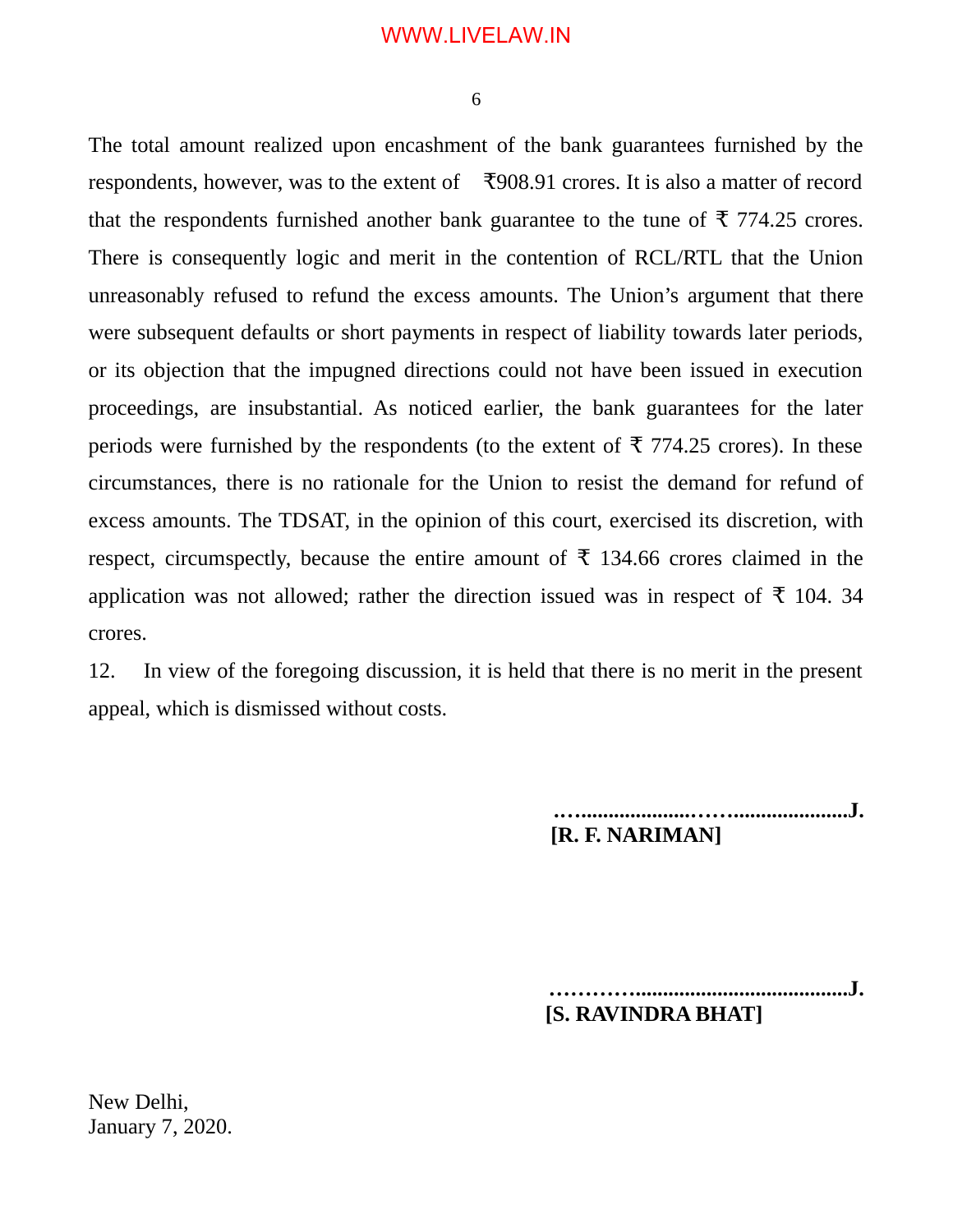The total amount realized upon encashment of the bank guarantees furnished by the respondents, however, was to the extent of ₹908.91 crores. It is also a matter of record that the respondents furnished another bank guarantee to the tune of ₹ 774.25 crores. There is consequently logic and merit in the contention of RCL/RTL that the Union unreasonably refused to refund the excess amounts. The Union's argument that there were subsequent defaults or short payments in respect of liability towards later periods, or its objection that the impugned directions could not have been issued in execution proceedings, are insubstantial. As noticed earlier, the bank guarantees for the later periods were furnished by the respondents (to the extent of ₹ 774.25 crores). In these circumstances, there is no rationale for the Union to resist the demand for refund of excess amounts. The TDSAT, in the opinion of this court, exercised its discretion, with respect, circumspectly, because the entire amount of ₹ 134.66 crores claimed in the application was not allowed; rather the direction issued was in respect of ₹ 104. 34 crores.

12. In view of the foregoing discussion, it is held that there is no merit in the present appeal, which is dismissed without costs.

**…....................……......................J.**
**[R. F. NARIMAN]**

**…………........................................J.**
**[S. RAVINDRA BHAT]**

New Delhi,
January 7, 2020.